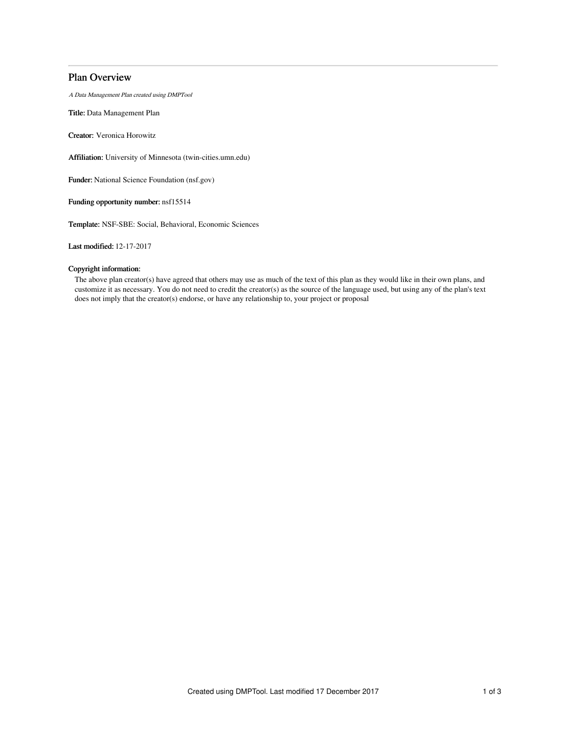# Plan Overview

*A Data Management Plan created using DMPTool*

**Title:** Data Management Plan

**Creator:** Veronica Horowitz

**Affiliation:** University of Minnesota (twin-cities.umn.edu)

**Funder:** National Science Foundation (nsf.gov)

**Funding opportunity number:** nsf15514

**Template:** NSF-SBE: Social, Behavioral, Economic Sciences

**Last modified:** 12-17-2017

**Copyright information:**

The above plan creator(s) have agreed that others may use as much of the text of this plan as they would like in their own plans, and customize it as necessary. You do not need to credit the creator(s) as the source of the language used, but using any of the plan's text does not imply that the creator(s) endorse, or have any relationship to, your project or proposal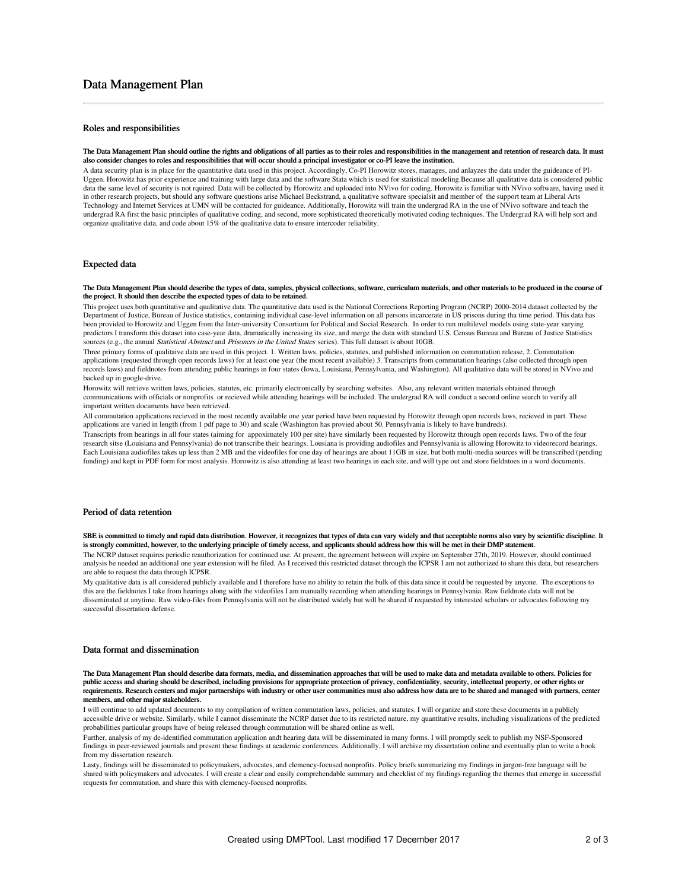# Data Management Plan

## Roles and responsibilities

**The Data Management Plan should outline the rights and obligations of all parties as to their roles and responsibilities in the management and retention of research data. It must also consider changes to roles and responsibilities that will occur should a principal investigator or co-PI leave the institution.**

A data security plan is in place for the quantitative data used in this project. Accordingly, Co-PI Horowitz stores, manages, and anlayzes the data under the guideance of PI-Uggen. Horowitz has prior experience and training with large data and the software Stata which is used for statistical modeling.Because all qualitative data is considered public data the same level of security is not rquired. Data will be collected by Horowitz and uploaded into NVivo for coding. Horowitz is familiar with NVivo software, having used it in other research projects, but should any software questions arise Michael Beckstrand, a qualitative software specialsit and member of the support team at Liberal Arts Technology and Internet Services at UMN will be contacted for guideance. Additionally, Horowitz will train the undergrad RA in the use of NVivo software and teach the undergrad RA first the basic principles of qualitative coding, and second, more sophisticated theoretically motivated coding techniques. The Undergrad RA will help sort and organize qualitative data, and code about 15% of the qualitative data to ensure intercoder reliability.

## Expected data

**The Data Management Plan should describe the types of data, samples, physical collections, software, curriculum materials, and other materials to be produced in the course of the project. It should then describe the expected types of data to be retained.**

This project uses both quantitative and qualitative data. The quantitative data used is the National Corrections Reporting Program (NCRP) 2000-2014 dataset collected by the Department of Justice, Bureau of Justice statistics, containing individual case-level information on all persons incarcerate in US prisons during tha time period. This data has been provided to Horowitz and Uggen from the Inter-university Consortium for Political and Social Research. In order to run multilevel models using state-year varying predictors I transform this dataset into case-year data, dramatically increasing its size, and merge the data with standard U.S. Census Bureau and Bureau of Justice Statistics sources (e.g., the annual *Statistical Abstract* and *Prisoners in the United States* series). This full dataset is about 10GB.

Three primary forms of qualitaive data are used in this project. 1. Written laws, policies, statutes, and published information on commutation release, 2. Commutation applications (requested through open records laws) for at least one year (the most recent available) 3. Transcripts from commutation hearings (also collected through open records laws) and fieldnotes from attending public hearings in four states (Iowa, Louisiana, Pennsylvania, and Washington). All qualitative data will be stored in NVivo and backed up in google-drive.

Horowitz will retrieve written laws, policies, statutes, etc. primarily electronically by searching websites. Also, any relevant written materials obtained through communications with officials or nonprofits or recieved while attending hearings will be included. The undergrad RA will conduct a second online search to verify all important written documents have been retrieved.

All commutation applications recieved in the most recently available one year period have been requested by Horowitz through open records laws, recieved in part. These applications are varied in length (from 1 pdf page to 30) and scale (Washington has provied about 50. Pennsylvania is likely to have hundreds).

Transcripts from hearings in all four states (aiming for appoximately 100 per site) have similarly been requested by Horowitz through open records laws. Two of the four research sitse (Louisiana and Pennsylvania) do not transcribe their hearings. Lousiana is providing audiofiles and Pennsylvania is allowing Horowitz to videorecord hearings. Each Louisiana audiofiles takes up less than 2 MB and the videofiles for one day of hearings are about 11GB in size, but both multi-media sources will be transcribed (pending funding) and kept in PDF form for most analysis. Horowitz is also attending at least two hearings in each site, and will type out and store fieldntoes in a word documents.

## Period of data retention

**SBE is committed to timely and rapid data distribution. However, it recognizes that types of data can vary widely and that acceptable norms also vary by scientific discipline. It is strongly committed, however, to the underlying principle of timely access, and applicants should address how this will be met in their DMP statement.**

The NCRP dataset requires periodic reauthorization for continued use. At present, the agreement between will expire on September 27th, 2019. However, should continued analysis be needed an additional one year extension will be filed. As I received this restricted dataset through the ICPSR I am not authorized to share this data, but researchers are able to request the data through ICPSR.

My qualitative data is all considered publicly available and I therefore have no ability to retain the bulk of this data since it could be requested by anyone. The exceptions to this are the fieldnotes I take from hearings along with the videofiles I am manually recording when attending hearings in Pennsylvania. Raw fieldnote data will not be disseminated at anytime. Raw video-files from Pennsylvania will not be distributed widely but will be shared if requested by interested scholars or advocates following my successful dissertation defense.

## Data format and dissemination

**The Data Management Plan should describe data formats, media, and dissemination approaches that will be used to make data and metadata available to others. Policies for public access and sharing should be described, including provisions for appropriate protection of privacy, confidentiality, security, intellectual property, or other rights or requirements. Research centers and major partnerships with industry or other user communities must also address how data are to be shared and managed with partners, center members, and other major stakeholders.**

I will continue to add updated documents to my compilation of written commutation laws, policies, and statutes. I will organize and store these documents in a publicly accessible drive or website. Similarly, while I cannot disseminate the NCRP datset due to its restricted nature, my quantitative results, including visualizations of the predicted probabilities particular groups have of being released through commutation will be shared online as well.

Further, analysis of my de-identified commutation application andt hearing data will be disseminated in many forms. I will promptly seek to publish my NSF-Sponsored findings in peer-reviewed journals and present these findings at academic conferences. Additionally, I will archive my dissertation online and eventually plan to write a book from my dissertation research.

Lasty, findings will be disseminated to policymakers, advocates, and clemency-focused nonprofits. Policy briefs summarizing my findings in jargon-free language will be shared with policymakers and advocates. I will create a clear and easily comprehendable summary and checklist of my findings regarding the themes that emerge in successful requests for commutation, and share this with clemency-focused nonprofits.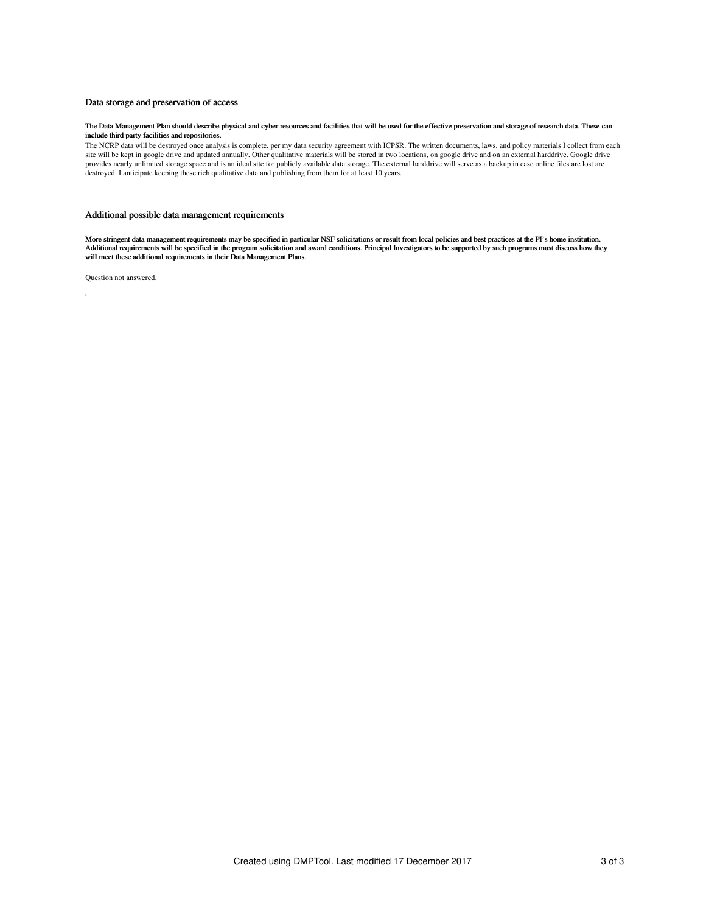## Data storage and preservation of access

**The Data Management Plan should describe physical and cyber resources and facilities that will be used for the effective preservation and storage of research data. These can include third party facilities and repositories.**

The NCRP data will be destroyed once analysis is complete, per my data security agreement with ICPSR. The written documents, laws, and policy materials I collect from each site will be kept in google drive and updated annually. Other qualitative materials will be stored in two locations, on google drive and on an external harddrive. Google drive provides nearly unlimited storage space and is an ideal site for publicly available data storage. The external harddrive will serve as a backup in case online files are lost are destroyed. I anticipate keeping these rich qualitative data and publishing from them for at least 10 years.

## Additional possible data management requirements

**More stringent data management requirements may be specified in particular NSF solicitations or result from local policies and best practices at the PI's home institution. Additional requirements will be specified in the program solicitation and award conditions. Principal Investigators to be supported by such programs must discuss how they will meet these additional requirements in their Data Management Plans.**

Question not answered.

Created using DMPTool. Last modified 17 December 2017